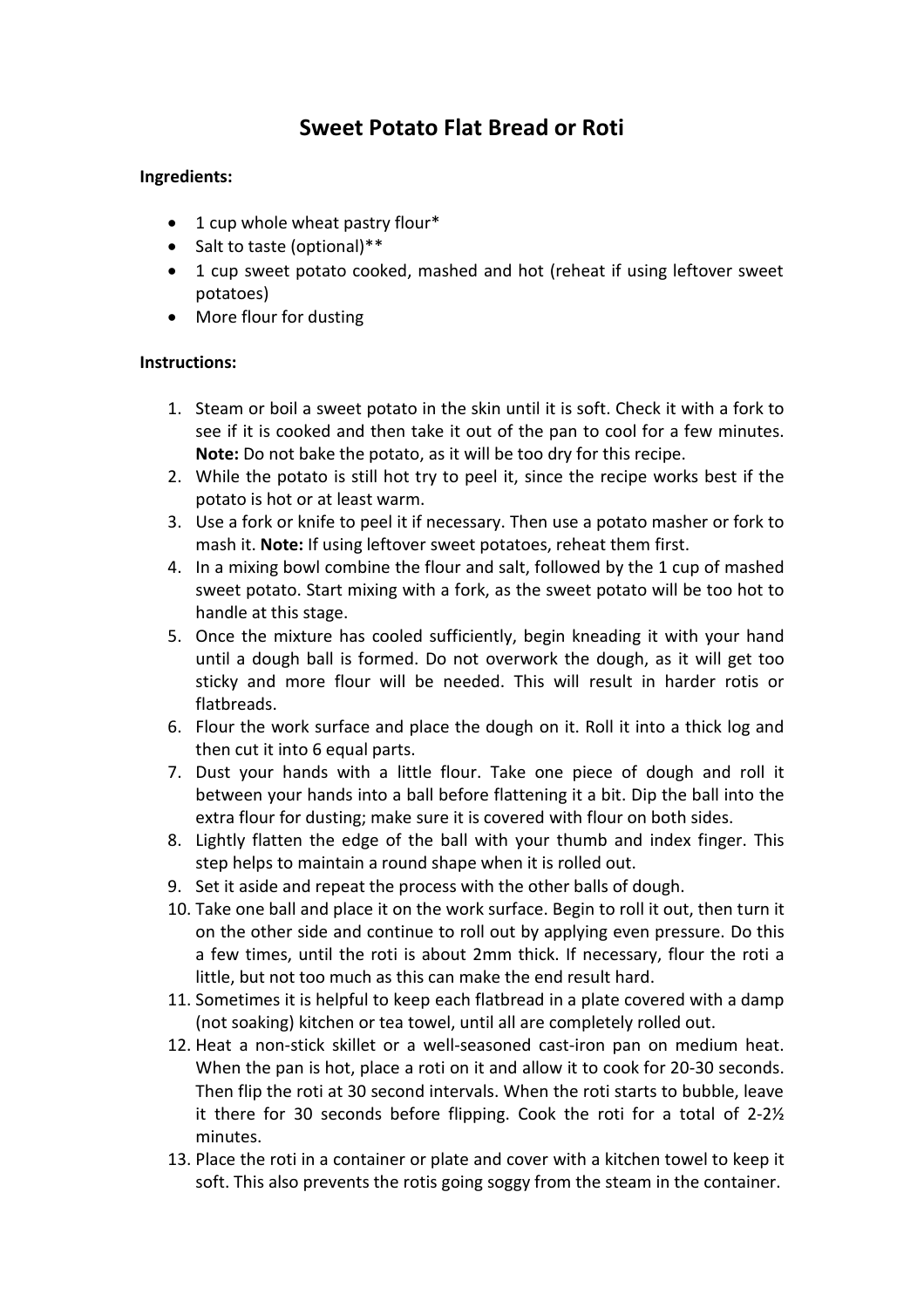# Sweet Potato Flat Bread or Roti

**Ingredients:**

- 1 cup whole wheat pastry flour*
- Salt to taste (optional)**
- 1 cup sweet potato cooked, mashed and hot (reheat if using leftover sweet potatoes)
- More flour for dusting

**Instructions:**

1. Steam or boil a sweet potato in the skin until it is soft. Check it with a fork to see if it is cooked and then take it out of the pan to cool for a few minutes. **Note:** Do not bake the potato, as it will be too dry for this recipe.
2. While the potato is still hot try to peel it, since the recipe works best if the potato is hot or at least warm.
3. Use a fork or knife to peel it if necessary. Then use a potato masher or fork to mash it. **Note:** If using leftover sweet potatoes, reheat them first.
4. In a mixing bowl combine the flour and salt, followed by the 1 cup of mashed sweet potato. Start mixing with a fork, as the sweet potato will be too hot to handle at this stage.
5. Once the mixture has cooled sufficiently, begin kneading it with your hand until a dough ball is formed. Do not overwork the dough, as it will get too sticky and more flour will be needed. This will result in harder rotis or flatbreads.
6. Flour the work surface and place the dough on it. Roll it into a thick log and then cut it into 6 equal parts.
7. Dust your hands with a little flour. Take one piece of dough and roll it between your hands into a ball before flattening it a bit. Dip the ball into the extra flour for dusting; make sure it is covered with flour on both sides.
8. Lightly flatten the edge of the ball with your thumb and index finger. This step helps to maintain a round shape when it is rolled out.
9. Set it aside and repeat the process with the other balls of dough.
10. Take one ball and place it on the work surface. Begin to roll it out, then turn it on the other side and continue to roll out by applying even pressure. Do this a few times, until the roti is about 2mm thick. If necessary, flour the roti a little, but not too much as this can make the end result hard.
11. Sometimes it is helpful to keep each flatbread in a plate covered with a damp (not soaking) kitchen or tea towel, until all are completely rolled out.
12. Heat a non-stick skillet or a well-seasoned cast-iron pan on medium heat. When the pan is hot, place a roti on it and allow it to cook for 20-30 seconds. Then flip the roti at 30 second intervals. When the roti starts to bubble, leave it there for 30 seconds before flipping. Cook the roti for a total of 2-2½ minutes.
13. Place the roti in a container or plate and cover with a kitchen towel to keep it soft. This also prevents the rotis going soggy from the steam in the container.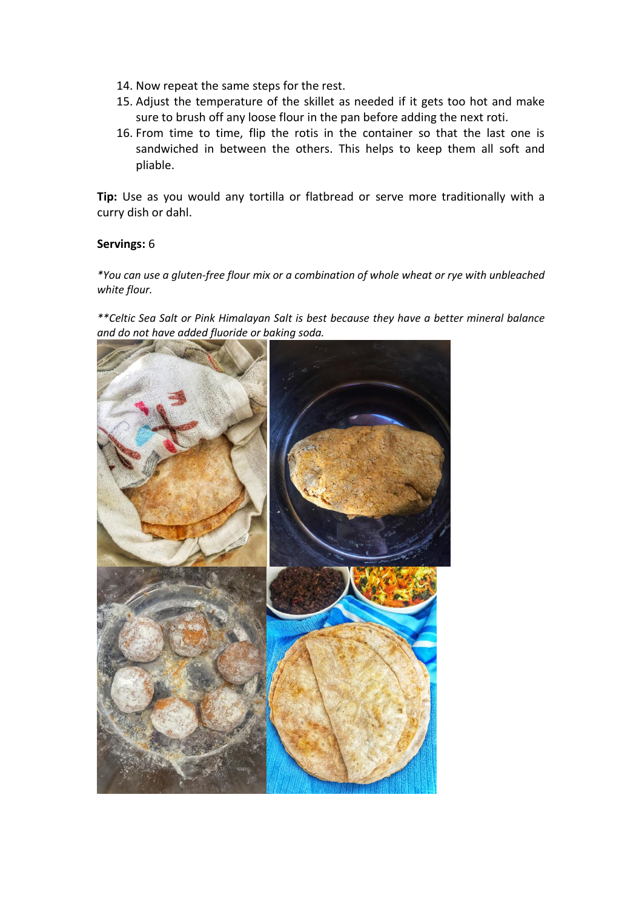14. Now repeat the same steps for the rest.
15. Adjust the temperature of the skillet as needed if it gets too hot and make sure to brush off any loose flour in the pan before adding the next roti.
16. From time to time, flip the rotis in the container so that the last one is sandwiched in between the others. This helps to keep them all soft and pliable.

**Tip:** Use as you would any tortilla or flatbread or serve more traditionally with a curry dish or dahl.

**Servings:** 6

*\*You can use a gluten-free flour mix or a combination of whole wheat or rye with unbleached white flour.*

*\*\*Celtic Sea Salt or Pink Himalayan Salt is best because they have a better mineral balance and do not have added fluoride or baking soda.*